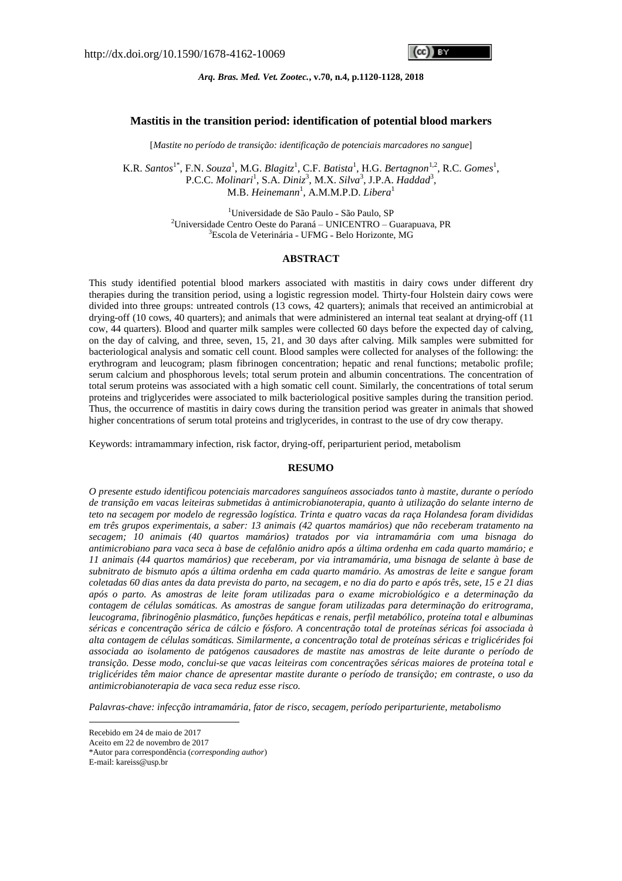http://dx.doi.org/10.1590/1678-4162-10069

# Mastitis in the transition period: identification of potential blood markers

[*Mastite no período de transição: identificação de potenciais marcadores no sangue*]

K.R. *Santos*[1*], F.N. *Souza*[1], M.G. *Blagitz*[1], C.F. *Batista*[1], H.G. *Bertagnon*[1,2], R.C. *Gomes*[1], P.C.C. *Molinari*[1], S.A. *Diniz*[3], M.X. *Silva*[3], J.P.A. *Haddad*[3], M.B. *Heinemann*[1], A.M.M.P.D. *Libera*[1]

[1]Universidade de São Paulo - São Paulo, SP
[2]Universidade Centro Oeste do Paraná – UNICENTRO – Guarapuava, PR
[3]Escola de Veterinária - UFMG - Belo Horizonte, MG

## ABSTRACT

This study identified potential blood markers associated with mastitis in dairy cows under different dry therapies during the transition period, using a logistic regression model. Thirty-four Holstein dairy cows were divided into three groups: untreated controls (13 cows, 42 quarters); animals that received an antimicrobial at drying-off (10 cows, 40 quarters); and animals that were administered an internal teat sealant at drying-off (11 cow, 44 quarters). Blood and quarter milk samples were collected 60 days before the expected day of calving, on the day of calving, and three, seven, 15, 21, and 30 days after calving. Milk samples were submitted for bacteriological analysis and somatic cell count. Blood samples were collected for analyses of the following: the erythrogram and leucogram; plasm fibrinogen concentration; hepatic and renal functions; metabolic profile; serum calcium and phosphorous levels; total serum protein and albumin concentrations. The concentration of total serum proteins was associated with a high somatic cell count. Similarly, the concentrations of total serum proteins and triglycerides were associated to milk bacteriological positive samples during the transition period. Thus, the occurrence of mastitis in dairy cows during the transition period was greater in animals that showed higher concentrations of serum total proteins and triglycerides, in contrast to the use of dry cow therapy.

Keywords: intramammary infection, risk factor, drying-off, periparturient period, metabolism

## RESUMO

*O presente estudo identificou potenciais marcadores sanguíneos associados tanto à mastite, durante o período de transição em vacas leiteiras submetidas à antimicrobianoterapia, quanto à utilização do selante interno de teto na secagem por modelo de regressão logística. Trinta e quatro vacas da raça Holandesa foram divididas em três grupos experimentais, a saber: 13 animais (42 quartos mamários) que não receberam tratamento na secagem; 10 animais (40 quartos mamários) tratados por via intramamária com uma bisnaga do antimicrobiano para vaca seca à base de cefalônio anidro após a última ordenha em cada quarto mamário; e 11 animais (44 quartos mamários) que receberam, por via intramamária, uma bisnaga de selante à base de subnitrato de bismuto após a última ordenha em cada quarto mamário. As amostras de leite e sangue foram coletadas 60 dias antes da data prevista do parto, na secagem, e no dia do parto e após três, sete, 15 e 21 dias após o parto. As amostras de leite foram utilizadas para o exame microbiológico e a determinação da contagem de células somáticas. As amostras de sangue foram utilizadas para determinação do eritrograma, leucograma, fibrinogênio plasmático, funções hepáticas e renais, perfil metabólico, proteína total e albuminas séricas e concentração sérica de cálcio e fósforo. A concentração total de proteínas séricas foi associada à alta contagem de células somáticas. Similarmente, a concentração total de proteínas séricas e triglicérides foi associada ao isolamento de patógenos causadores de mastite nas amostras de leite durante o período de transição. Desse modo, conclui-se que vacas leiteiras com concentrações séricas maiores de proteína total e triglicérides têm maior chance de apresentar mastite durante o período de transição; em contraste, o uso da antimicrobianoterapia de vaca seca reduz esse risco.*

*Palavras-chave: infecção intramamária, fator de risco, secagem, período periparturiente, metabolismo*

Recebido em 24 de maio de 2017
Aceito em 22 de novembro de 2017
*Autor para correspondência (*corresponding author*)
E-mail: kareiss@usp.br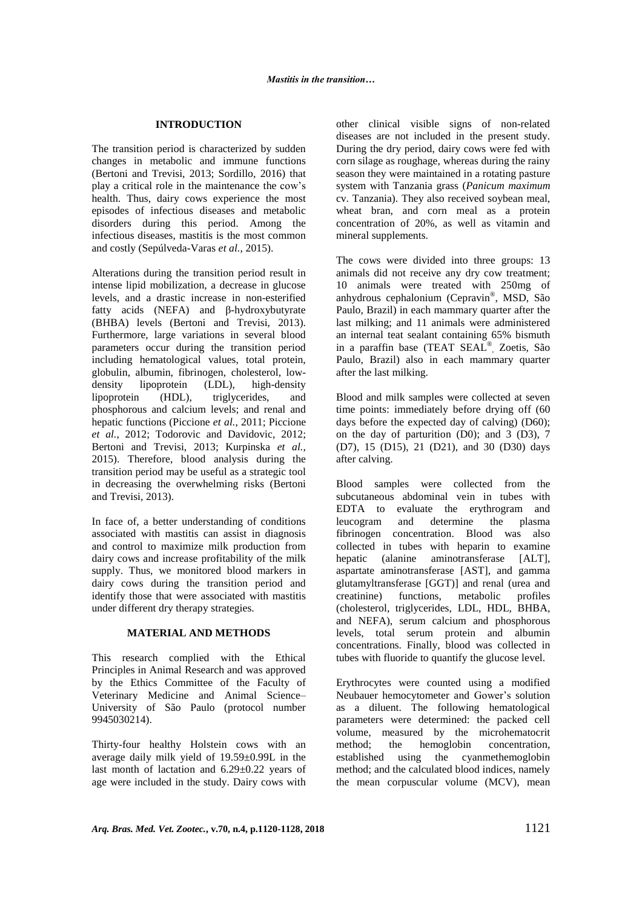## INTRODUCTION

The transition period is characterized by sudden changes in metabolic and immune functions (Bertoni and Trevisi, 2013; Sordillo, 2016) that play a critical role in the maintenance the cow's health. Thus, dairy cows experience the most episodes of infectious diseases and metabolic disorders during this period. Among the infectious diseases, mastitis is the most common and costly (Sepúlveda-Varas *et al.*, 2015).

Alterations during the transition period result in intense lipid mobilization, a decrease in glucose levels, and a drastic increase in non-esterified fatty acids (NEFA) and β-hydroxybutyrate (BHBA) levels (Bertoni and Trevisi, 2013). Furthermore, large variations in several blood parameters occur during the transition period including hematological values, total protein, globulin, albumin, fibrinogen, cholesterol, low-density lipoprotein (LDL), high-density lipoprotein (HDL), triglycerides, and phosphorous and calcium levels; and renal and hepatic functions (Piccione *et al.*, 2011; Piccione *et al.*, 2012; Todorovic and Davidovic, 2012; Bertoni and Trevisi, 2013; Kurpinska *et al.*, 2015). Therefore, blood analysis during the transition period may be useful as a strategic tool in decreasing the overwhelming risks (Bertoni and Trevisi, 2013).

In face of, a better understanding of conditions associated with mastitis can assist in diagnosis and control to maximize milk production from dairy cows and increase profitability of the milk supply. Thus, we monitored blood markers in dairy cows during the transition period and identify those that were associated with mastitis under different dry therapy strategies.

## MATERIAL AND METHODS

This research complied with the Ethical Principles in Animal Research and was approved by the Ethics Committee of the Faculty of Veterinary Medicine and Animal Science–University of São Paulo (protocol number 9945030214).

Thirty-four healthy Holstein cows with an average daily milk yield of 19.59±0.99L in the last month of lactation and 6.29±0.22 years of age were included in the study. Dairy cows with other clinical visible signs of non-related diseases are not included in the present study. During the dry period, dairy cows were fed with corn silage as roughage, whereas during the rainy season they were maintained in a rotating pasture system with Tanzania grass (*Panicum maximum* cv. Tanzania). They also received soybean meal, wheat bran, and corn meal as a protein concentration of 20%, as well as vitamin and mineral supplements.

The cows were divided into three groups: 13 animals did not receive any dry cow treatment; 10 animals were treated with 250mg of anhydrous cephalonium (Cepravin®, MSD, São Paulo, Brazil) in each mammary quarter after the last milking; and 11 animals were administered an internal teat sealant containing 65% bismuth in a paraffin base (TEAT SEAL®, Zoetis, São Paulo, Brazil) also in each mammary quarter after the last milking.

Blood and milk samples were collected at seven time points: immediately before drying off (60 days before the expected day of calving) (D60); on the day of parturition (D0); and 3 (D3), 7 (D7), 15 (D15), 21 (D21), and 30 (D30) days after calving.

Blood samples were collected from the subcutaneous abdominal vein in tubes with EDTA to evaluate the erythrogram and leucogram and determine the plasma fibrinogen concentration. Blood was also collected in tubes with heparin to examine hepatic (alanine aminotransferase [ALT], aspartate aminotransferase [AST], and gamma glutamyltransferase [GGT)] and renal (urea and creatinine) functions, metabolic profiles (cholesterol, triglycerides, LDL, HDL, BHBA, and NEFA), serum calcium and phosphorous levels, total serum protein and albumin concentrations. Finally, blood was collected in tubes with fluoride to quantify the glucose level.

Erythrocytes were counted using a modified Neubauer hemocytometer and Gower's solution as a diluent. The following hematological parameters were determined: the packed cell volume, measured by the microhematocrit method; the hemoglobin concentration, established using the cyanmethemoglobin method; and the calculated blood indices, namely the mean corpuscular volume (MCV), mean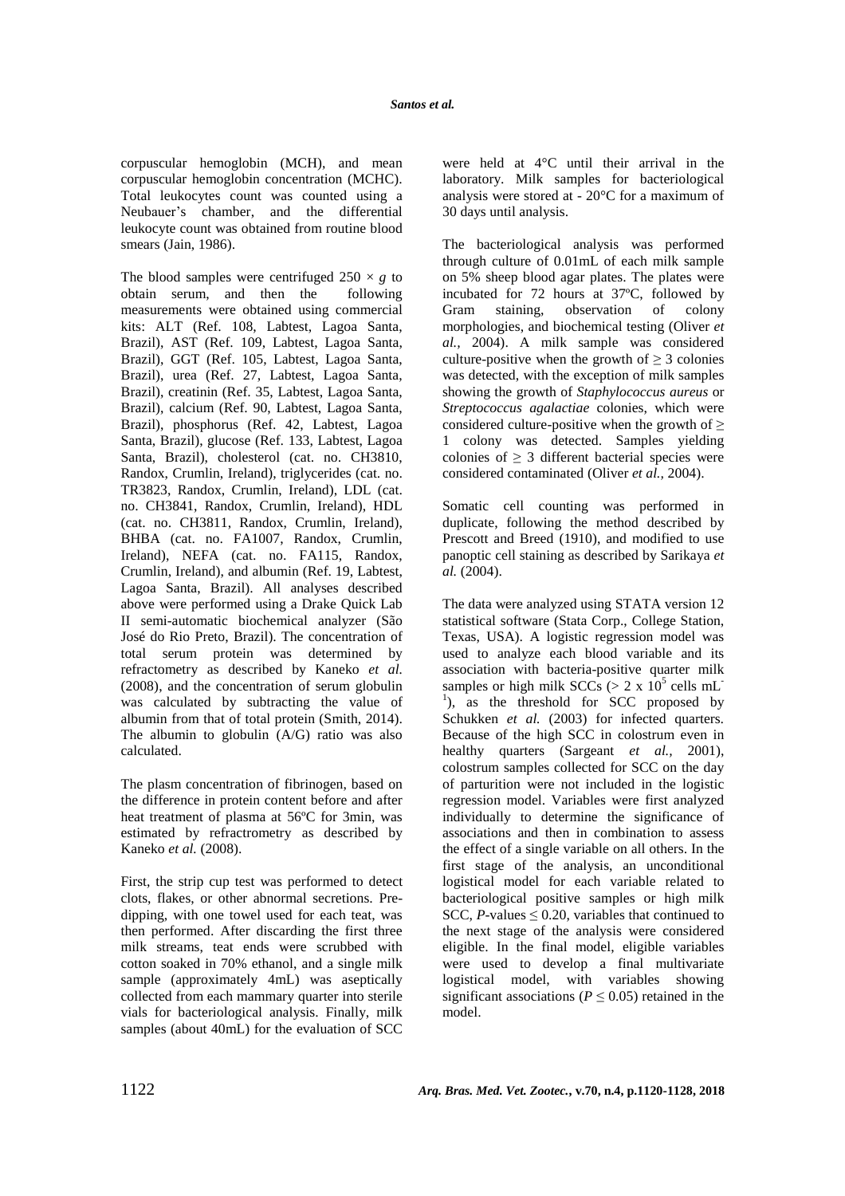corpuscular hemoglobin (MCH), and mean corpuscular hemoglobin concentration (MCHC). Total leukocytes count was counted using a Neubauer's chamber, and the differential leukocyte count was obtained from routine blood smears (Jain, 1986).

The blood samples were centrifuged $250 \times g$ to obtain serum, and then the following measurements were obtained using commercial kits: ALT (Ref. 108, Labtest, Lagoa Santa, Brazil), AST (Ref. 109, Labtest, Lagoa Santa, Brazil), GGT (Ref. 105, Labtest, Lagoa Santa, Brazil), urea (Ref. 27, Labtest, Lagoa Santa, Brazil), creatinin (Ref. 35, Labtest, Lagoa Santa, Brazil), calcium (Ref. 90, Labtest, Lagoa Santa, Brazil), phosphorus (Ref. 42, Labtest, Lagoa Santa, Brazil), glucose (Ref. 133, Labtest, Lagoa Santa, Brazil), cholesterol (cat. no. CH3810, Randox, Crumlin, Ireland), triglycerides (cat. no. TR3823, Randox, Crumlin, Ireland), LDL (cat. no. CH3841, Randox, Crumlin, Ireland), HDL (cat. no. CH3811, Randox, Crumlin, Ireland), BHBA (cat. no. FA1007, Randox, Crumlin, Ireland), NEFA (cat. no. FA115, Randox, Crumlin, Ireland), and albumin (Ref. 19, Labtest, Lagoa Santa, Brazil). All analyses described above were performed using a Drake Quick Lab II semi-automatic biochemical analyzer (São José do Rio Preto, Brazil). The concentration of total serum protein was determined by refractometry as described by Kaneko *et al.* (2008), and the concentration of serum globulin was calculated by subtracting the value of albumin from that of total protein (Smith, 2014). The albumin to globulin (A/G) ratio was also calculated.

The plasm concentration of fibrinogen, based on the difference in protein content before and after heat treatment of plasma at 56ºC for 3min, was estimated by refractometry as described by Kaneko *et al.* (2008).

First, the strip cup test was performed to detect clots, flakes, or other abnormal secretions. Pre-dipping, with one towel used for each teat, was then performed. After discarding the first three milk streams, teat ends were scrubbed with cotton soaked in 70% ethanol, and a single milk sample (approximately 4mL) was aseptically collected from each mammary quarter into sterile vials for bacteriological analysis. Finally, milk samples (about 40mL) for the evaluation of SCC were held at 4°C until their arrival in the laboratory. Milk samples for bacteriological analysis were stored at - 20°C for a maximum of 30 days until analysis.

The bacteriological analysis was performed through culture of 0.01mL of each milk sample on 5% sheep blood agar plates. The plates were incubated for 72 hours at 37ºC, followed by Gram staining, observation of colony morphologies, and biochemical testing (Oliver *et al.*, 2004). A milk sample was considered culture-positive when the growth of $\geq 3$ colonies was detected, with the exception of milk samples showing the growth of *Staphylococcus aureus* or *Streptococcus agalactiae* colonies, which were considered culture-positive when the growth of $\geq$ 1 colony was detected. Samples yielding colonies of $\geq 3$ different bacterial species were considered contaminated (Oliver *et al.*, 2004).

Somatic cell counting was performed in duplicate, following the method described by Prescott and Breed (1910), and modified to use panoptic cell staining as described by Sarikaya *et al.* (2004).

The data were analyzed using STATA version 12 statistical software (Stata Corp., College Station, Texas, USA). A logistic regression model was used to analyze each blood variable and its association with bacteria-positive quarter milk samples or high milk SCCs ($> 2 \times 10^5$ cells mL$^{-1}$), as the threshold for SCC proposed by Schukken *et al.* (2003) for infected quarters. Because of the high SCC in colostrum even in healthy quarters (Sargeant *et al.*, 2001), colostrum samples collected for SCC on the day of parturition were not included in the logistic regression model. Variables were first analyzed individually to determine the significance of associations and then in combination to assess the effect of a single variable on all others. In the first stage of the analysis, an unconditional logistical model for each variable related to bacteriological positive samples or high milk SCC, *P*-values $\leq 0.20$, variables that continued to the next stage of the analysis were considered eligible. In the final model, eligible variables were used to develop a final multivariate logistical model, with variables showing significant associations ($P \leq 0.05$) retained in the model.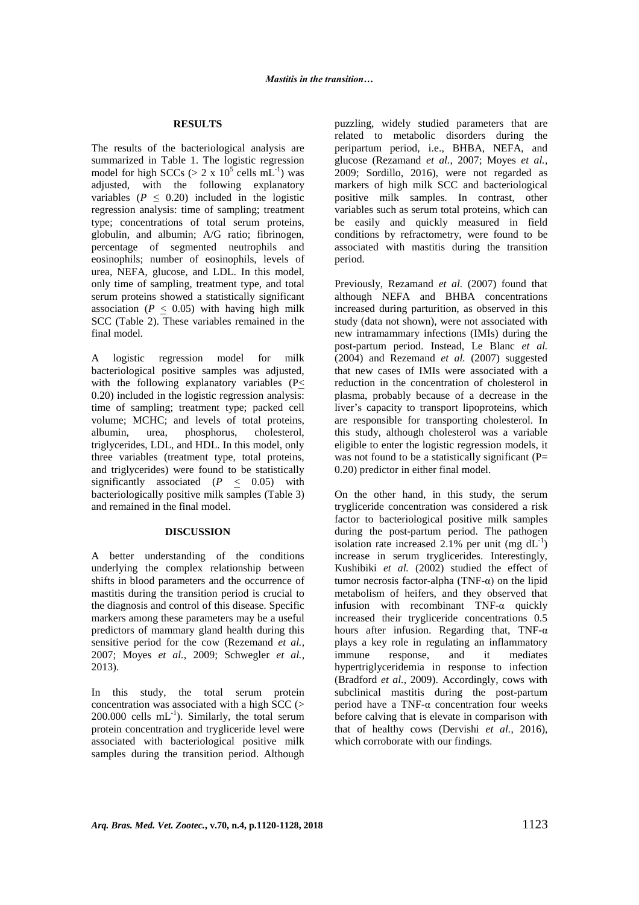## RESULTS

The results of the bacteriological analysis are summarized in Table 1. The logistic regression model for high SCCs (> 2 x $10^5$ cells $mL^{-1}$) was adjusted, with the following explanatory variables ($P \leq 0.20$) included in the logistic regression analysis: time of sampling; treatment type; concentrations of total serum proteins, globulin, and albumin; A/G ratio; fibrinogen, percentage of segmented neutrophils and eosinophils; number of eosinophils, levels of urea, NEFA, glucose, and LDL. In this model, only time of sampling, treatment type, and total serum proteins showed a statistically significant association ($P \leq 0.05$) with having high milk SCC (Table 2). These variables remained in the final model.

A logistic regression model for milk bacteriological positive samples was adjusted, with the following explanatory variables ($P \leq 0.20$) included in the logistic regression analysis: time of sampling; treatment type; packed cell volume; MCHC; and levels of total proteins, albumin, urea, phosphorus, cholesterol, triglycerides, LDL, and HDL. In this model, only three variables (treatment type, total proteins, and triglycerides) were found to be statistically significantly associated ($P \leq 0.05$) with bacteriologically positive milk samples (Table 3) and remained in the final model.

## DISCUSSION

A better understanding of the conditions underlying the complex relationship between shifts in blood parameters and the occurrence of mastitis during the transition period is crucial to the diagnosis and control of this disease. Specific markers among these parameters may be a useful predictors of mammary gland health during this sensitive period for the cow (Rezemand *et al.*, 2007; Moyes *et al.*, 2009; Schwegler *et al.*, 2013).

In this study, the total serum protein concentration was associated with a high SCC (> 200.000 cells $mL^{-1}$). Similarly, the total serum protein concentration and trygliceride level were associated with bacteriological positive milk samples during the transition period. Although puzzling, widely studied parameters that are related to metabolic disorders during the peripartum period, i.e., BHBA, NEFA, and glucose (Rezamand *et al.*, 2007; Moyes *et al.*, 2009; Sordillo, 2016), were not regarded as markers of high milk SCC and bacteriological positive milk samples. In contrast, other variables such as serum total proteins, which can be easily and quickly measured in field conditions by refractometry, were found to be associated with mastitis during the transition period.

Previously, Rezamand *et al.* (2007) found that although NEFA and BHBA concentrations increased during parturition, as observed in this study (data not shown), were not associated with new intramammary infections (IMIs) during the post-partum period. Instead, Le Blanc *et al.* (2004) and Rezemand *et al.* (2007) suggested that new cases of IMIs were associated with a reduction in the concentration of cholesterol in plasma, probably because of a decrease in the liver's capacity to transport lipoproteins, which are responsible for transporting cholesterol. In this study, although cholesterol was a variable eligible to enter the logistic regression models, it was not found to be a statistically significant (P= 0.20) predictor in either final model.

On the other hand, in this study, the serum trygliceride concentration was considered a risk factor to bacteriological positive milk samples during the post-partum period. The pathogen isolation rate increased 2.1% per unit (mg $dL^{-1}$) increase in serum tryglicerides. Interestingly, Kushibiki *et al.* (2002) studied the effect of tumor necrosis factor-alpha (TNF-α) on the lipid metabolism of heifers, and they observed that infusion with recombinant TNF-α quickly increased their trygliceride concentrations 0.5 hours after infusion. Regarding that, TNF-α plays a key role in regulating an inflammatory immune response, and it mediates hypertriglyceridemia in response to infection (Bradford *et al.*, 2009). Accordingly, cows with subclinical mastitis during the post-partum period have a TNF-α concentration four weeks before calving that is elevate in comparison with that of healthy cows (Dervishi *et al.*, 2016), which corroborate with our findings.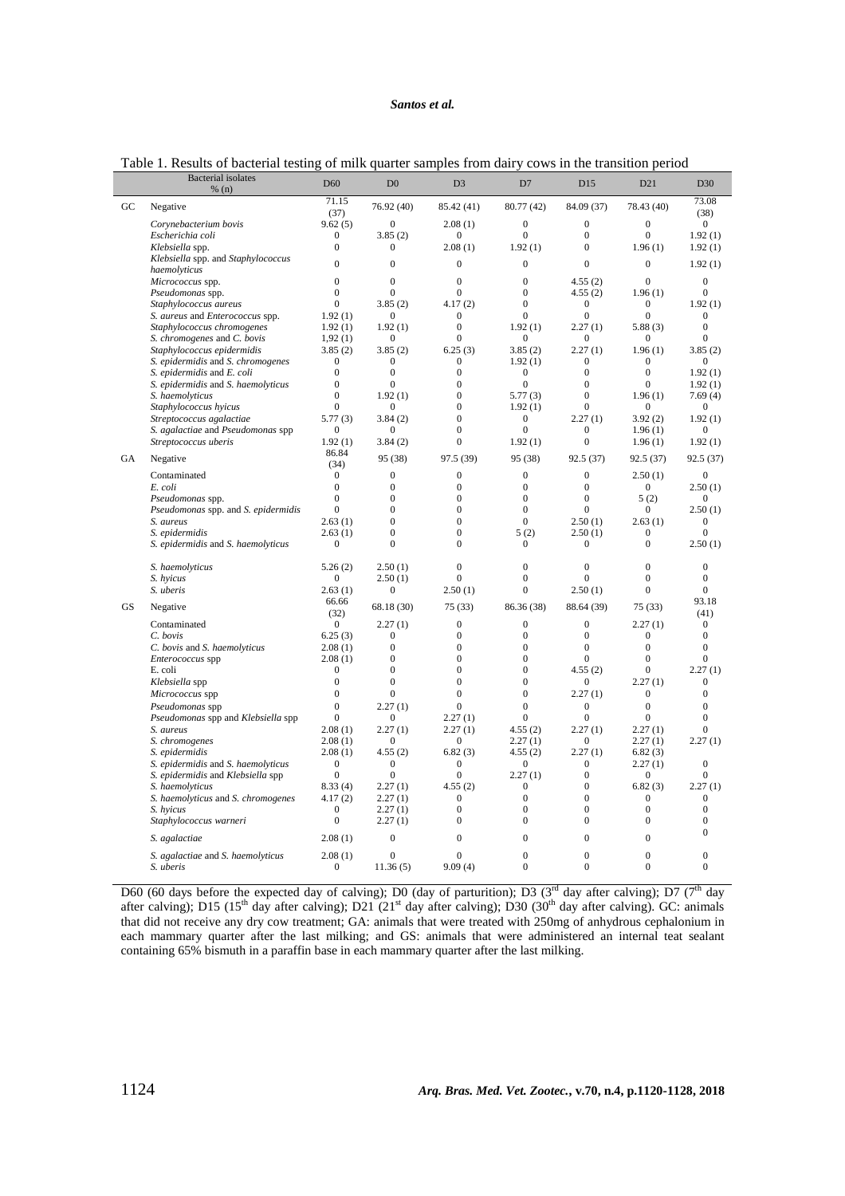Table 1. Results of bacterial testing of milk quarter samples from dairy cows in the transition period

| | Bacterial isolates % (n) | D60 | D0 | D3 | D7 | D15 | D21 | D30 |
|---|---|---|---|---|---|---|---|---|
| GC | Negative | 71.15 (37) | 76.92 (40) | 85.42 (41) | 80.77 (42) | 84.09 (37) | 78.43 (40) | 73.08 (38) |
| | *Corynebacterium bovis* | 9.62 (5) | 0 | 2.08 (1) | 0 | 0 | 0 | 0 |
| | *Escherichia coli* | 0 | 3.85 (2) | 0 | 0 | 0 | 0 | 1.92 (1) |
| | *Klebsiella* spp. | 0 | 0 | 2.08 (1) | 1.92 (1) | 0 | 1.96 (1) | 1.92 (1) |
| | *Klebsiella* spp. and *Staphylococcus haemolyticus* | 0 | 0 | 0 | 0 | 0 | 0 | 1.92 (1) |
| | *Micrococcus* spp. | 0 | 0 | 0 | 0 | 4.55 (2) | 0 | 0 |
| | *Pseudomonas* spp. | 0 | 0 | 0 | 0 | 4.55 (2) | 1.96 (1) | 0 |
| | *Staphylococcus aureus* | 0 | 3.85 (2) | 4.17 (2) | 0 | 0 | 0 | 1.92 (1) |
| | *S. aureus* and *Enterococcus* spp. | 1.92 (1) | 0 | 0 | 0 | 0 | 0 | 0 |
| | *Staphylococcus chromogenes* | 1.92 (1) | 1.92 (1) | 0 | 1.92 (1) | 2.27 (1) | 5.88 (3) | 0 |
| | *S. chromogenes* and *C. bovis* | 1,92 (1) | 0 | 0 | 0 | 0 | 0 | 0 |
| | *Staphylococcus epidermidis* | 3.85 (2) | 3.85 (2) | 6.25 (3) | 3.85 (2) | 2.27 (1) | 1.96 (1) | 3.85 (2) |
| | *S. epidermidis* and *S. chromogenes* | 0 | 0 | 0 | 1.92 (1) | 0 | 0 | 0 |
| | *S. epidermidis* and *E. coli* | 0 | 0 | 0 | 0 | 0 | 0 | 1.92 (1) |
| | *S. epidermidis* and *S. haemolyticus* | 0 | 0 | 0 | 0 | 0 | 0 | 1.92 (1) |
| | *S. haemolyticus* | 0 | 1.92 (1) | 0 | 5.77 (3) | 0 | 1.96 (1) | 7.69 (4) |
| | *Staphylococcus hyicus* | 0 | 0 | 0 | 1.92 (1) | 0 | 0 | 0 |
| | *Streptococcus agalactiae* | 5.77 (3) | 3.84 (2) | 0 | 0 | 2.27 (1) | 3.92 (2) | 1.92 (1) |
| | *S. agalactiae* and *Pseudomonas* spp | 0 | 0 | 0 | 0 | 0 | 1.96 (1) | 0 |
| | *Streptococcus uberis* | 1.92 (1) | 3.84 (2) | 0 | 1.92 (1) | 0 | 1.96 (1) | 1.92 (1) |
| GA | Negative | 86.84 (34) | 95 (38) | 97.5 (39) | 95 (38) | 92.5 (37) | 92.5 (37) | 92.5 (37) |
| | Contaminated | 0 | 0 | 0 | 0 | 0 | 2.50 (1) | 0 |
| | *E. coli* | 0 | 0 | 0 | 0 | 0 | 0 | 2.50 (1) |
| | *Pseudomonas* spp. | 0 | 0 | 0 | 0 | 0 | 5 (2) | 0 |
| | *Pseudomonas* spp. and *S. epidermidis* | 0 | 0 | 0 | 0 | 0 | 0 | 2.50 (1) |
| | *S. aureus* | 2.63 (1) | 0 | 0 | 0 | 2.50 (1) | 2.63 (1) | 0 |
| | *S. epidermidis* | 2.63 (1) | 0 | 0 | 5 (2) | 2.50 (1) | 0 | 0 |
| | *S. epidermidis* and *S. haemolyticus* | 0 | 0 | 0 | 0 | 0 | 0 | 2.50 (1) |
| | *S. haemolyticus* | 5.26 (2) | 2.50 (1) | 0 | 0 | 0 | 0 | 0 |
| | *S. hyicus* | 0 | 2.50 (1) | 0 | 0 | 0 | 0 | 0 |
| | *S. uberis* | 2.63 (1) | 0 | 2.50 (1) | 0 | 2.50 (1) | 0 | 0 |
| GS | Negative | 66.66 (32) | 68.18 (30) | 75 (33) | 86.36 (38) | 88.64 (39) | 75 (33) | 93.18 (41) |
| | Contaminated | 0 | 2.27 (1) | 0 | 0 | 0 | 2.27 (1) | 0 |
| | *C. bovis* | 6.25 (3) | 0 | 0 | 0 | 0 | 0 | 0 |
| | *C. bovis* and *S. haemolyticus* | 2.08 (1) | 0 | 0 | 0 | 0 | 0 | 0 |
| | *Enterococcus* spp | 2.08 (1) | 0 | 0 | 0 | 0 | 0 | 0 |
| | E. coli | 0 | 0 | 0 | 0 | 4.55 (2) | 0 | 2.27 (1) |
| | *Klebsiella* spp | 0 | 0 | 0 | 0 | 0 | 2.27 (1) | 0 |
| | *Micrococcus* spp | 0 | 0 | 0 | 0 | 2.27 (1) | 0 | 0 |
| | *Pseudomonas* spp | 0 | 2.27 (1) | 0 | 0 | 0 | 0 | 0 |
| | *Pseudomonas* spp and *Klebsiella* spp | 0 | 0 | 2.27 (1) | 0 | 0 | 0 | 0 |
| | *S. aureus* | 2.08 (1) | 2.27 (1) | 2.27 (1) | 4.55 (2) | 2.27 (1) | 2.27 (1) | 0 |
| | *S. chromogenes* | 2.08 (1) | 0 | 0 | 2.27 (1) | 0 | 2.27 (1) | 2.27 (1) |
| | *S. epidermidis* | 2.08 (1) | 4.55 (2) | 6.82 (3) | 4.55 (2) | 2.27 (1) | 6.82 (3) | |
| | *S. epidermidis* and *S. haemolyticus* | 0 | 0 | 0 | 0 | 0 | 2.27 (1) | 0 |
| | *S. epidermidis* and *Klebsiella* spp | 0 | 0 | 0 | 2.27 (1) | 0 | 0 | 0 |
| | *S. haemolyticus* | 8.33 (4) | 2.27 (1) | 4.55 (2) | 0 | 0 | 6.82 (3) | 2.27 (1) |
| | *S. haemolyticus* and *S. chromogenes* | 4.17 (2) | 2.27 (1) | 0 | 0 | 0 | 0 | 0 |
| | *S. hyicus* | 0 | 2.27 (1) | 0 | 0 | 0 | 0 | 0 |
| | *Staphylococcus warneri* | 0 | 2.27 (1) | 0 | 0 | 0 | 0 | 0 |
| | *S. agalactiae* | 2.08 (1) | 0 | 0 | 0 | 0 | 0 | 0 |
| | *S. agalactiae* and *S. haemolyticus* | 2.08 (1) | 0 | 0 | 0 | 0 | 0 | 0 |
| | *S. uberis* | 0 | 11.36 (5) | 9.09 (4) | 0 | 0 | 0 | 0 |

D60 (60 days before the expected day of calving); D0 (day of parturition); D3 (3rd day after calving); D7 (7th day after calving); D15 (15th day after calving); D21 (21st day after calving); D30 (30th day after calving). GC: animals that did not receive any dry cow treatment; GA: animals that were treated with 250mg of anhydrous cephalonium in each mammary quarter after the last milking; and GS: animals that were administered an internal teat sealant containing 65% bismuth in a paraffin base in each mammary quarter after the last milking.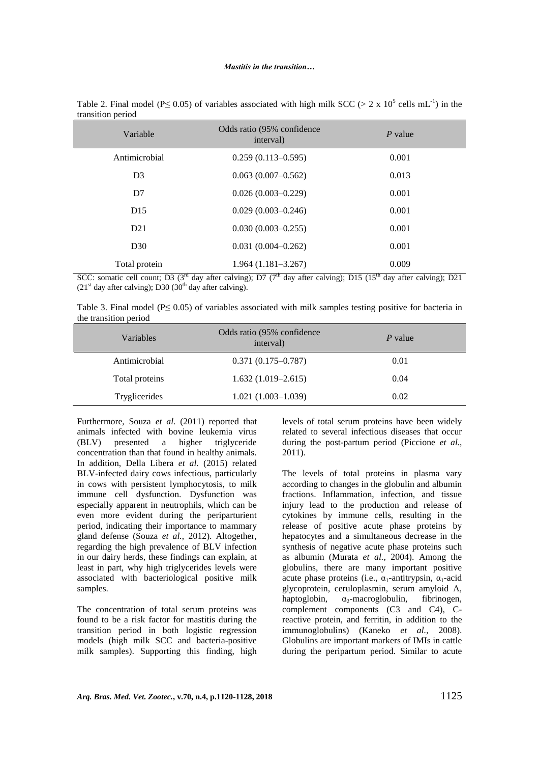Table 2. Final model ($P \leq 0.05$) of variables associated with high milk SCC ($> 2 \times 10^5$ cells $mL^{-1}$) in the transition period

| Variable | Odds ratio (95% confidence interval) | *P* value |
|---|---|---|
| Antimicrobial | 0.259 (0.113–0.595) | 0.001 |
| D3 | 0.063 (0.007–0.562) | 0.013 |
| D7 | 0.026 (0.003–0.229) | 0.001 |
| D15 | 0.029 (0.003–0.246) | 0.001 |
| D21 | 0.030 (0.003–0.255) | 0.001 |
| D30 | 0.031 (0.004–0.262) | 0.001 |
| Total protein | 1.964 (1.181–3.267) | 0.009 |

SCC: somatic cell count; D3 (3rd day after calving); D7 (7th day after calving); D15 (15th day after calving); D21 (21st day after calving); D30 (30th day after calving).

Table 3. Final model ($P \leq 0.05$) of variables associated with milk samples testing positive for bacteria in the transition period

| Variables | Odds ratio (95% confidence interval) | *P* value |
|---|---|---|
| Antimicrobial | 0.371 (0.175–0.787) | 0.01 |
| Total proteins | 1.632 (1.019–2.615) | 0.04 |
| Trygligerides | 1.021 (1.003–1.039) | 0.02 |

Furthermore, Souza *et al.* (2011) reported that animals infected with bovine leukemia virus (BLV) presented a higher triglyceride concentration than that found in healthy animals. In addition, Della Libera *et al.* (2015) related BLV-infected dairy cows infectious, particularly in cows with persistent lymphocytosis, to milk immune cell dysfunction. Dysfunction was especially apparent in neutrophils, which can be even more evident during the periparturient period, indicating their importance to mammary gland defense (Souza *et al.*, 2012). Altogether, regarding the high prevalence of BLV infection in our dairy herds, these findings can explain, at least in part, why high triglycerides levels were associated with bacteriological positive milk samples.

The concentration of total serum proteins was found to be a risk factor for mastitis during the transition period in both logistic regression models (high milk SCC and bacteria-positive milk samples). Supporting this finding, high levels of total serum proteins have been widely related to several infectious diseases that occur during the post-partum period (Piccione *et al.*, 2011).

The levels of total proteins in plasma vary according to changes in the globulin and albumin fractions. Inflammation, infection, and tissue injury lead to the production and release of cytokines by immune cells, resulting in the release of positive acute phase proteins by hepatocytes and a simultaneous decrease in the synthesis of negative acute phase proteins such as albumin (Murata *et al.*, 2004). Among the globulins, there are many important positive acute phase proteins (i.e., $\alpha_1$-antitrypsin, $\alpha_1$-acid glycoprotein, ceruloplasmin, serum amyloid A, haptoglobin, $\alpha_2$-macroglobulin, fibrinogen, complement components (C3 and C4), C-reactive protein, and ferritin, in addition to the immunoglobulins) (Kaneko *et al.*, 2008). Globulins are important markers of IMIs in cattle during the peripartum period. Similar to acute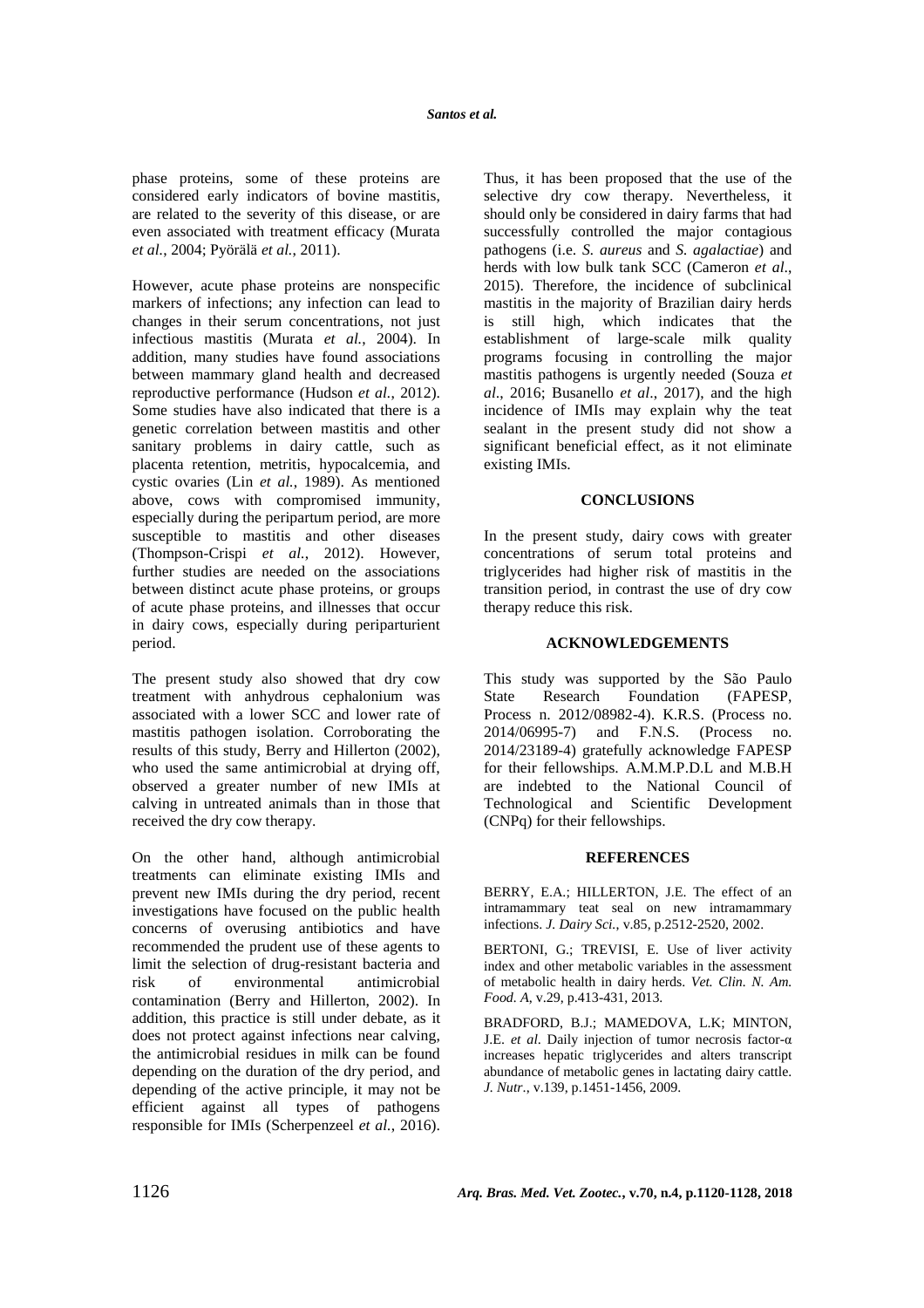phase proteins, some of these proteins are considered early indicators of bovine mastitis, are related to the severity of this disease, or are even associated with treatment efficacy (Murata *et al.*, 2004; Pyörälä *et al.*, 2011).

However, acute phase proteins are nonspecific markers of infections; any infection can lead to changes in their serum concentrations, not just infectious mastitis (Murata *et al.*, 2004). In addition, many studies have found associations between mammary gland health and decreased reproductive performance (Hudson *et al.*, 2012). Some studies have also indicated that there is a genetic correlation between mastitis and other sanitary problems in dairy cattle, such as placenta retention, metritis, hypocalcemia, and cystic ovaries (Lin *et al.*, 1989). As mentioned above, cows with compromised immunity, especially during the peripartum period, are more susceptible to mastitis and other diseases (Thompson-Crispi *et al.*, 2012). However, further studies are needed on the associations between distinct acute phase proteins, or groups of acute phase proteins, and illnesses that occur in dairy cows, especially during periparturient period.

The present study also showed that dry cow treatment with anhydrous cephalonium was associated with a lower SCC and lower rate of mastitis pathogen isolation. Corroborating the results of this study, Berry and Hillerton (2002), who used the same antimicrobial at drying off, observed a greater number of new IMIs at calving in untreated animals than in those that received the dry cow therapy.

On the other hand, although antimicrobial treatments can eliminate existing IMIs and prevent new IMIs during the dry period, recent investigations have focused on the public health concerns of overusing antibiotics and have recommended the prudent use of these agents to limit the selection of drug-resistant bacteria and risk of environmental antimicrobial contamination (Berry and Hillerton, 2002). In addition, this practice is still under debate, as it does not protect against infections near calving, the antimicrobial residues in milk can be found depending on the duration of the dry period, and depending of the active principle, it may not be efficient against all types of pathogens responsible for IMIs (Scherpenzeel *et al.*, 2016). Thus, it has been proposed that the use of the selective dry cow therapy. Nevertheless, it should only be considered in dairy farms that had successfully controlled the major contagious pathogens (i.e. *S. aureus* and *S. agalactiae*) and herds with low bulk tank SCC (Cameron *et al.*, 2015). Therefore, the incidence of subclinical mastitis in the majority of Brazilian dairy herds is still high, which indicates that the establishment of large-scale milk quality programs focusing in controlling the major mastitis pathogens is urgently needed (Souza *et al.*, 2016; Busanello *et al.*, 2017), and the high incidence of IMIs may explain why the teat sealant in the present study did not show a significant beneficial effect, as it not eliminate existing IMIs.

## CONCLUSIONS

In the present study, dairy cows with greater concentrations of serum total proteins and triglycerides had higher risk of mastitis in the transition period, in contrast the use of dry cow therapy reduce this risk.

## ACKNOWLEDGEMENTS

This study was supported by the São Paulo State Research Foundation (FAPESP, Process n. 2012/08982-4). K.R.S. (Process no. 2014/06995-7) and F.N.S. (Process no. 2014/23189-4) gratefully acknowledge FAPESP for their fellowships. A.M.M.P.D.L and M.B.H are indebted to the National Council of Technological and Scientific Development (CNPq) for their fellowships.

## REFERENCES

BERRY, E.A.; HILLERTON, J.E. The effect of an intramammary teat seal on new intramammary infections. *J. Dairy Sci.*, v.85, p.2512-2520, 2002.

BERTONI, G.; TREVISI, E. Use of liver activity index and other metabolic variables in the assessment of metabolic health in dairy herds. *Vet. Clin. N. Am. Food. A*, v.29, p.413-431, 2013.

BRADFORD, B.J.; MAMEDOVA, L.K; MINTON, J.E. *et al.* Daily injection of tumor necrosis factor-α increases hepatic triglycerides and alters transcript abundance of metabolic genes in lactating dairy cattle. *J. Nutr.*, v.139, p.1451-1456, 2009.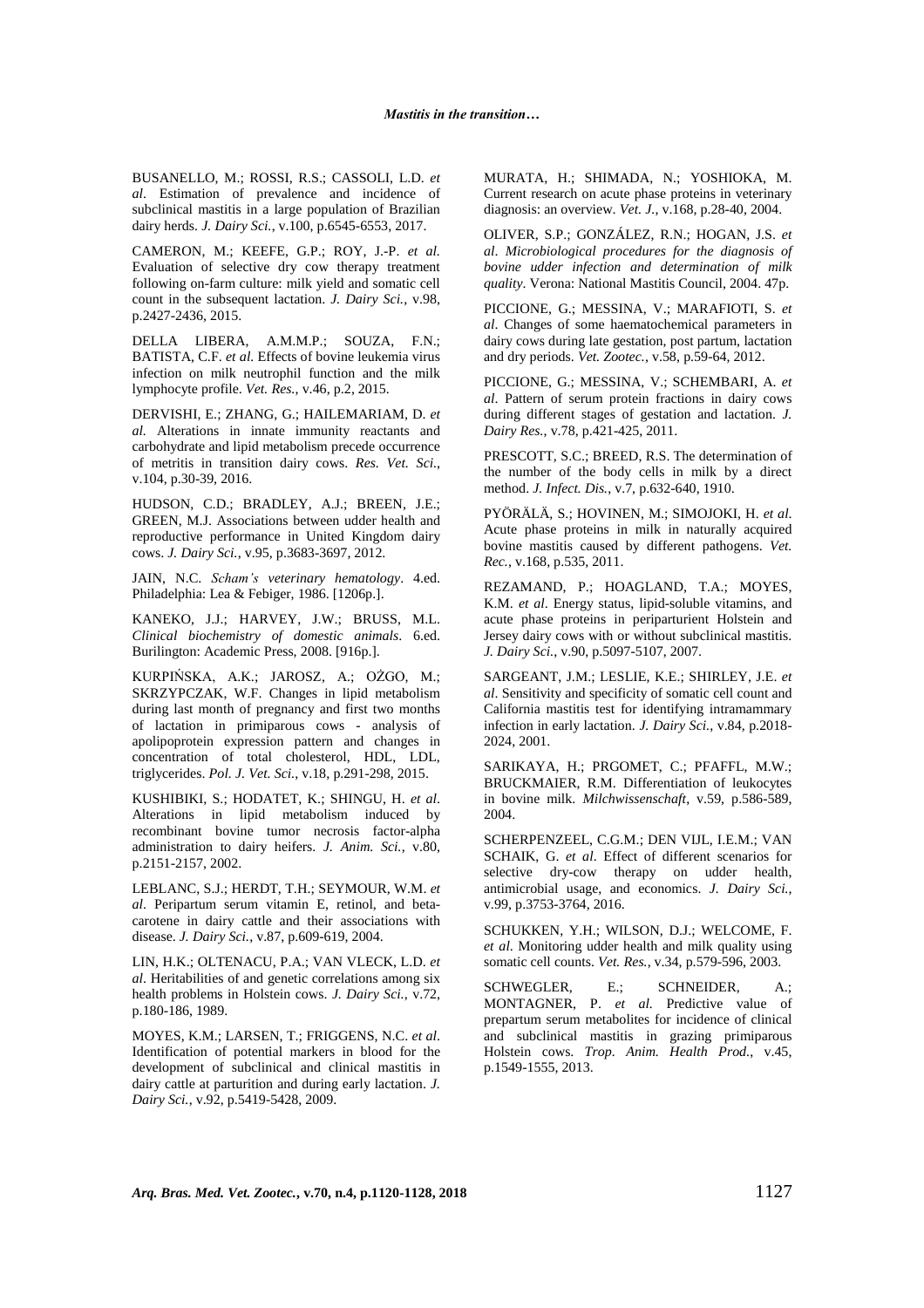BUSANELLO, M.; ROSSI, R.S.; CASSOLI, L.D. *et al*. Estimation of prevalence and incidence of subclinical mastitis in a large population of Brazilian dairy herds. *J. Dairy Sci.*, v.100, p.6545-6553, 2017.

CAMERON, M.; KEEFE, G.P.; ROY, J.-P. *et al.* Evaluation of selective dry cow therapy treatment following on-farm culture: milk yield and somatic cell count in the subsequent lactation. *J. Dairy Sci.*, v.98, p.2427-2436, 2015.

DELLA LIBERA, A.M.M.P.; SOUZA, F.N.; BATISTA, C.F. *et al.* Effects of bovine leukemia virus infection on milk neutrophil function and the milk lymphocyte profile. *Vet. Res.*, v.46, p.2, 2015.

DERVISHI, E.; ZHANG, G.; HAILEMARIAM, D. *et al.* Alterations in innate immunity reactants and carbohydrate and lipid metabolism precede occurrence of metritis in transition dairy cows. *Res. Vet. Sci.*, v.104, p.30-39, 2016.

HUDSON, C.D.; BRADLEY, A.J.; BREEN, J.E.; GREEN, M.J. Associations between udder health and reproductive performance in United Kingdom dairy cows. *J. Dairy Sci.*, v.95, p.3683-3697, 2012.

JAIN, N.C. *Scham's veterinary hematology*. 4.ed. Philadelphia: Lea & Febiger, 1986. [1206p.].

KANEKO, J.J.; HARVEY, J.W.; BRUSS, M.L. *Clinical biochemistry of domestic animals*. 6.ed. Burilington: Academic Press, 2008. [916p.].

KURPIŃSKA, A.K.; JAROSZ, A.; OŻGO, M.; SKRZYPCZAK, W.F. Changes in lipid metabolism during last month of pregnancy and first two months of lactation in primiparous cows - analysis of apolipoprotein expression pattern and changes in concentration of total cholesterol, HDL, LDL, triglycerides. *Pol. J. Vet. Sci.*, v.18, p.291-298, 2015.

KUSHIBIKI, S.; HODATET, K.; SHINGU, H. *et al*. Alterations in lipid metabolism induced by recombinant bovine tumor necrosis factor-alpha administration to dairy heifers. *J. Anim. Sci.*, v.80, p.2151-2157, 2002.

LEBLANC, S.J.; HERDT, T.H.; SEYMOUR, W.M. *et al*. Peripartum serum vitamin E, retinol, and beta-carotene in dairy cattle and their associations with disease. *J. Dairy Sci.*, v.87, p.609-619, 2004.

LIN, H.K.; OLTENACU, P.A.; VAN VLECK, L.D. *et al*. Heritabilities of and genetic correlations among six health problems in Holstein cows. *J. Dairy Sci.*, v.72, p.180-186, 1989.

MOYES, K.M.; LARSEN, T.; FRIGGENS, N.C. *et al*. Identification of potential markers in blood for the development of subclinical and clinical mastitis in dairy cattle at parturition and during early lactation. *J. Dairy Sci.*, v.92, p.5419-5428, 2009.

MURATA, H.; SHIMADA, N.; YOSHIOKA, M. Current research on acute phase proteins in veterinary diagnosis: an overview. *Vet. J.*, v.168, p.28-40, 2004.

OLIVER, S.P.; GONZÁLEZ, R.N.; HOGAN, J.S. *et al*. *Microbiological procedures for the diagnosis of bovine udder infection and determination of milk quality*. Verona: National Mastitis Council, 2004. 47p.

PICCIONE, G.; MESSINA, V.; MARAFIOTI, S. *et al*. Changes of some haematochemical parameters in dairy cows during late gestation, post partum, lactation and dry periods. *Vet. Zootec.*, v.58, p.59-64, 2012.

PICCIONE, G.; MESSINA, V.; SCHEMBARI, A. *et al*. Pattern of serum protein fractions in dairy cows during different stages of gestation and lactation. *J. Dairy Res.*, v.78, p.421-425, 2011.

PRESCOTT, S.C.; BREED, R.S. The determination of the number of the body cells in milk by a direct method. *J. Infect. Dis.*, v.7, p.632-640, 1910.

PYÖRÄLÄ, S.; HOVINEN, M.; SIMOJOKI, H. *et al*. Acute phase proteins in milk in naturally acquired bovine mastitis caused by different pathogens. *Vet. Rec.*, v.168, p.535, 2011.

REZAMAND, P.; HOAGLAND, T.A.; MOYES, K.M. *et al*. Energy status, lipid-soluble vitamins, and acute phase proteins in periparturient Holstein and Jersey dairy cows with or without subclinical mastitis. *J. Dairy Sci.*, v.90, p.5097-5107, 2007.

SARGEANT, J.M.; LESLIE, K.E.; SHIRLEY, J.E. *et al*. Sensitivity and specificity of somatic cell count and California mastitis test for identifying intramammary infection in early lactation. *J. Dairy Sci.*, v.84, p.2018-2024, 2001.

SARIKAYA, H.; PRGOMET, C.; PFAFFL, M.W.; BRUCKMAIER, R.M. Differentiation of leukocytes in bovine milk. *Milchwissenschaft*, v.59, p.586-589, 2004.

SCHERPENZEEL, C.G.M.; DEN VIJL, I.E.M.; VAN SCHAIK, G. *et al*. Effect of different scenarios for selective dry-cow therapy on udder health, antimicrobial usage, and economics. *J. Dairy Sci.*, v.99, p.3753-3764, 2016.

SCHUKKEN, Y.H.; WILSON, D.J.; WELCOME, F. *et al*. Monitoring udder health and milk quality using somatic cell counts. *Vet. Res.*, v.34, p.579-596, 2003.

SCHWEGLER, E.; SCHNEIDER, A.; MONTAGNER, P. *et al.* Predictive value of prepartum serum metabolites for incidence of clinical and subclinical mastitis in grazing primiparous Holstein cows. *Trop. Anim. Health Prod.*, v.45, p.1549-1555, 2013.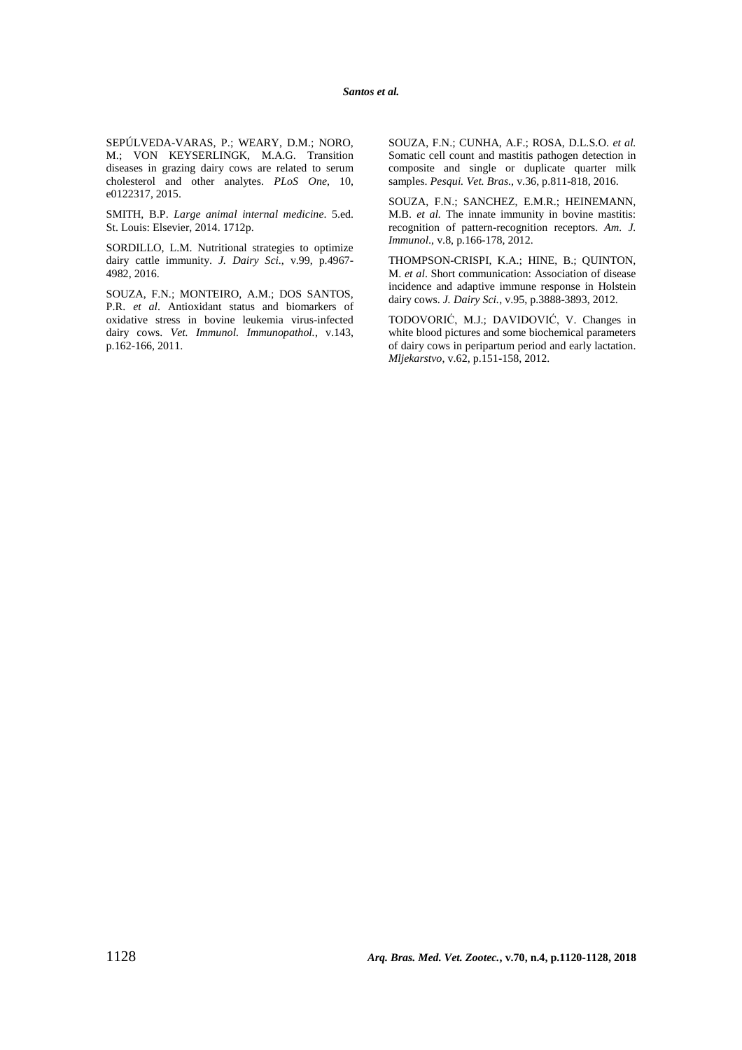SEPÚLVEDA-VARAS, P.; WEARY, D.M.; NORO, M.; VON KEYSERLINGK, M.A.G. Transition diseases in grazing dairy cows are related to serum cholesterol and other analytes. *PLoS One*, 10, e0122317, 2015.

SMITH, B.P. *Large animal internal medicine*. 5.ed. St. Louis: Elsevier, 2014. 1712p.

SORDILLO, L.M. Nutritional strategies to optimize dairy cattle immunity. *J. Dairy Sci.*, v.99, p.4967-4982, 2016.

SOUZA, F.N.; MONTEIRO, A.M.; DOS SANTOS, P.R. *et al*. Antioxidant status and biomarkers of oxidative stress in bovine leukemia virus-infected dairy cows. *Vet. Immunol. Immunopathol.*, v.143, p.162-166, 2011.

SOUZA, F.N.; CUNHA, A.F.; ROSA, D.L.S.O. *et al.* Somatic cell count and mastitis pathogen detection in composite and single or duplicate quarter milk samples. *Pesqui. Vet. Bras.*, v.36, p.811-818, 2016.

SOUZA, F.N.; SANCHEZ, E.M.R.; HEINEMANN, M.B. *et al.* The innate immunity in bovine mastitis: recognition of pattern-recognition receptors. *Am. J. Immunol.*, v.8, p.166-178, 2012.

THOMPSON-CRISPI, K.A.; HINE, B.; QUINTON, M. *et al*. Short communication: Association of disease incidence and adaptive immune response in Holstein dairy cows. *J. Dairy Sci.*, v.95, p.3888-3893, 2012.

TODOVORIĆ, M.J.; DAVIDOVIĆ, V. Changes in white blood pictures and some biochemical parameters of dairy cows in peripartum period and early lactation. *Mljekarstvo*, v.62, p.151-158, 2012.